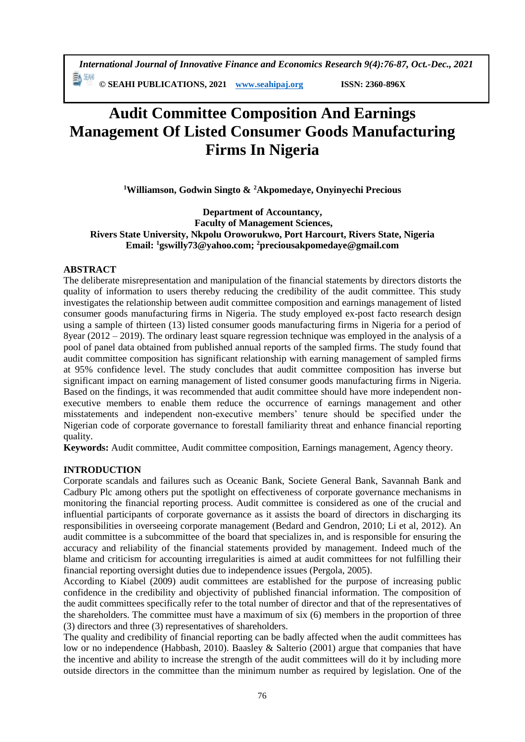# Audit Committee Composition And Earnings Management Of Listed Consumer Goods Manufacturing Firms In Nigeria

**[1]Williamson, Godwin Singto & [2]Akpomedaye, Onyinyechi Precious**

**Department of Accountancy,**
**Faculty of Management Sciences,**
**Rivers State University, Nkpolu Oroworukwo, Port Harcourt, Rivers State, Nigeria**
**Email: [1]gswilly73@yahoo.com; [2]preciousakpomedaye@gmail.com**

## ABSTRACT

The deliberate misrepresentation and manipulation of the financial statements by directors distorts the quality of information to users thereby reducing the credibility of the audit committee. This study investigates the relationship between audit committee composition and earnings management of listed consumer goods manufacturing firms in Nigeria. The study employed ex-post facto research design using a sample of thirteen (13) listed consumer goods manufacturing firms in Nigeria for a period of 8year (2012 – 2019). The ordinary least square regression technique was employed in the analysis of a pool of panel data obtained from published annual reports of the sampled firms. The study found that audit committee composition has significant relationship with earning management of sampled firms at 95% confidence level. The study concludes that audit committee composition has inverse but significant impact on earning management of listed consumer goods manufacturing firms in Nigeria. Based on the findings, it was recommended that audit committee should have more independent non-executive members to enable them reduce the occurrence of earnings management and other misstatements and independent non-executive members' tenure should be specified under the Nigerian code of corporate governance to forestall familiarity threat and enhance financial reporting quality.

**Keywords:** Audit committee, Audit committee composition, Earnings management, Agency theory.

## INTRODUCTION

Corporate scandals and failures such as Oceanic Bank, Societe General Bank, Savannah Bank and Cadbury Plc among others put the spotlight on effectiveness of corporate governance mechanisms in monitoring the financial reporting process. Audit committee is considered as one of the crucial and influential participants of corporate governance as it assists the board of directors in discharging its responsibilities in overseeing corporate management (Bedard and Gendron, 2010; Li et al, 2012). An audit committee is a subcommittee of the board that specializes in, and is responsible for ensuring the accuracy and reliability of the financial statements provided by management. Indeed much of the blame and criticism for accounting irregularities is aimed at audit committees for not fulfilling their financial reporting oversight duties due to independence issues (Pergola, 2005).

According to Kiabel (2009) audit committees are established for the purpose of increasing public confidence in the credibility and objectivity of published financial information. The composition of the audit committees specifically refer to the total number of director and that of the representatives of the shareholders. The committee must have a maximum of six (6) members in the proportion of three (3) directors and three (3) representatives of shareholders.

The quality and credibility of financial reporting can be badly affected when the audit committees has low or no independence (Habbash, 2010). Baasley & Salterio (2001) argue that companies that have the incentive and ability to increase the strength of the audit committees will do it by including more outside directors in the committee than the minimum number as required by legislation. One of the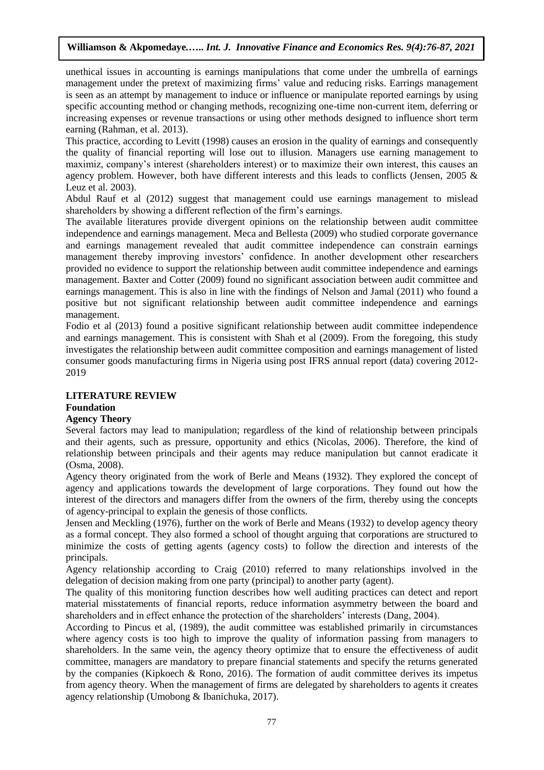unethical issues in accounting is earnings manipulations that come under the umbrella of earnings management under the pretext of maximizing firms' value and reducing risks. Earrings management is seen as an attempt by management to induce or influence or manipulate reported earnings by using specific accounting method or changing methods, recognizing one-time non-current item, deferring or increasing expenses or revenue transactions or using other methods designed to influence short term earning (Rahman, et al. 2013).

This practice, according to Levitt (1998) causes an erosion in the quality of earnings and consequently the quality of financial reporting will lose out to illusion. Managers use earning management to maximiz, company's interest (shareholders interest) or to maximize their own interest, this causes an agency problem. However, both have different interests and this leads to conflicts (Jensen, 2005 & Leuz et al. 2003).

Abdul Rauf et al (2012) suggest that management could use earnings management to mislead shareholders by showing a different reflection of the firm's earnings.

The available literatures provide divergent opinions on the relationship between audit committee independence and earnings management. Meca and Bellesta (2009) who studied corporate governance and earnings management revealed that audit committee independence can constrain earnings management thereby improving investors' confidence. In another development other researchers provided no evidence to support the relationship between audit committee independence and earnings management. Baxter and Cotter (2009) found no significant association between audit committee and earnings management. This is also in line with the findings of Nelson and Jamal (2011) who found a positive but not significant relationship between audit committee independence and earnings management.

Fodio et al (2013) found a positive significant relationship between audit committee independence and earnings management. This is consistent with Shah et al (2009). From the foregoing, this study investigates the relationship between audit committee composition and earnings management of listed consumer goods manufacturing firms in Nigeria using post IFRS annual report (data) covering 2012-2019

## LITERATURE REVIEW

### Foundation

#### Agency Theory

Several factors may lead to manipulation; regardless of the kind of relationship between principals and their agents, such as pressure, opportunity and ethics (Nicolas, 2006). Therefore, the kind of relationship between principals and their agents may reduce manipulation but cannot eradicate it (Osma, 2008).

Agency theory originated from the work of Berle and Means (1932). They explored the concept of agency and applications towards the development of large corporations. They found out how the interest of the directors and managers differ from the owners of the firm, thereby using the concepts of agency-principal to explain the genesis of those conflicts.

Jensen and Meckling (1976), further on the work of Berle and Means (1932) to develop agency theory as a formal concept. They also formed a school of thought arguing that corporations are structured to minimize the costs of getting agents (agency costs) to follow the direction and interests of the principals.

Agency relationship according to Craig (2010) referred to many relationships involved in the delegation of decision making from one party (principal) to another party (agent).

The quality of this monitoring function describes how well auditing practices can detect and report material misstatements of financial reports, reduce information asymmetry between the board and shareholders and in effect enhance the protection of the shareholders' interests (Dang, 2004).

According to Pincus et al, (1989), the audit committee was established primarily in circumstances where agency costs is too high to improve the quality of information passing from managers to shareholders. In the same vein, the agency theory optimize that to ensure the effectiveness of audit committee, managers are mandatory to prepare financial statements and specify the returns generated by the companies (Kipkoech & Rono, 2016). The formation of audit committee derives its impetus from agency theory. When the management of firms are delegated by shareholders to agents it creates agency relationship (Umobong & Ibanichuka, 2017).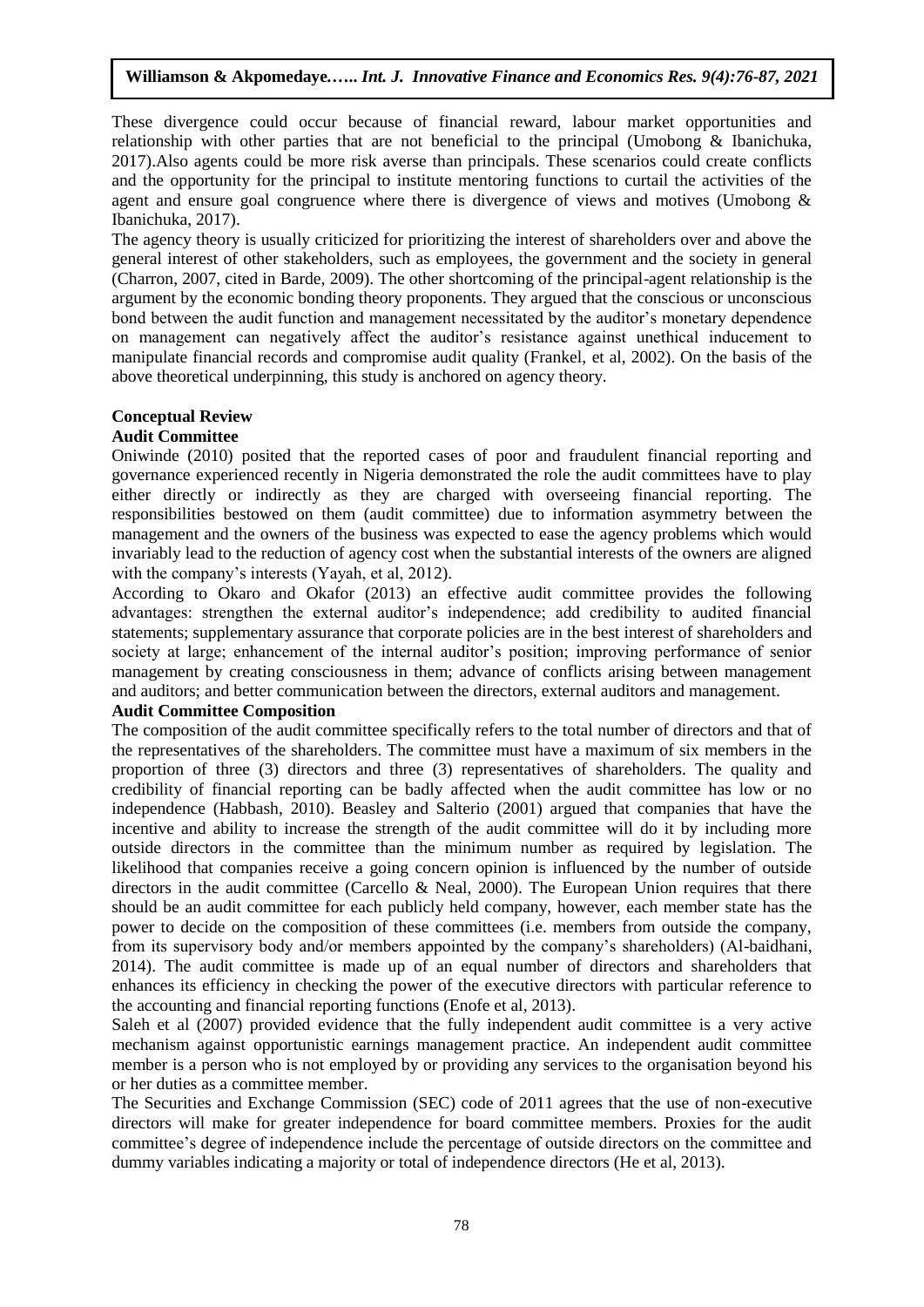These divergence could occur because of financial reward, labour market opportunities and relationship with other parties that are not beneficial to the principal (Umobong & Ibanichuka, 2017).Also agents could be more risk averse than principals. These scenarios could create conflicts and the opportunity for the principal to institute mentoring functions to curtail the activities of the agent and ensure goal congruence where there is divergence of views and motives (Umobong & Ibanichuka, 2017).

The agency theory is usually criticized for prioritizing the interest of shareholders over and above the general interest of other stakeholders, such as employees, the government and the society in general (Charron, 2007, cited in Barde, 2009). The other shortcoming of the principal-agent relationship is the argument by the economic bonding theory proponents. They argued that the conscious or unconscious bond between the audit function and management necessitated by the auditor's monetary dependence on management can negatively affect the auditor's resistance against unethical inducement to manipulate financial records and compromise audit quality (Frankel, et al, 2002). On the basis of the above theoretical underpinning, this study is anchored on agency theory.

## Conceptual Review

### Audit Committee

Oniwinde (2010) posited that the reported cases of poor and fraudulent financial reporting and governance experienced recently in Nigeria demonstrated the role the audit committees have to play either directly or indirectly as they are charged with overseeing financial reporting. The responsibilities bestowed on them (audit committee) due to information asymmetry between the management and the owners of the business was expected to ease the agency problems which would invariably lead to the reduction of agency cost when the substantial interests of the owners are aligned with the company's interests (Yayah, et al, 2012).

According to Okaro and Okafor (2013) an effective audit committee provides the following advantages: strengthen the external auditor's independence; add credibility to audited financial statements; supplementary assurance that corporate policies are in the best interest of shareholders and society at large; enhancement of the internal auditor's position; improving performance of senior management by creating consciousness in them; advance of conflicts arising between management and auditors; and better communication between the directors, external auditors and management.

### Audit Committee Composition

The composition of the audit committee specifically refers to the total number of directors and that of the representatives of the shareholders. The committee must have a maximum of six members in the proportion of three (3) directors and three (3) representatives of shareholders. The quality and credibility of financial reporting can be badly affected when the audit committee has low or no independence (Habbash, 2010). Beasley and Salterio (2001) argued that companies that have the incentive and ability to increase the strength of the audit committee will do it by including more outside directors in the committee than the minimum number as required by legislation. The likelihood that companies receive a going concern opinion is influenced by the number of outside directors in the audit committee (Carcello & Neal, 2000). The European Union requires that there should be an audit committee for each publicly held company, however, each member state has the power to decide on the composition of these committees (i.e. members from outside the company, from its supervisory body and/or members appointed by the company's shareholders) (Al-baidhani, 2014). The audit committee is made up of an equal number of directors and shareholders that enhances its efficiency in checking the power of the executive directors with particular reference to the accounting and financial reporting functions (Enofe et al, 2013).

Saleh et al (2007) provided evidence that the fully independent audit committee is a very active mechanism against opportunistic earnings management practice. An independent audit committee member is a person who is not employed by or providing any services to the organisation beyond his or her duties as a committee member.

The Securities and Exchange Commission (SEC) code of 2011 agrees that the use of non-executive directors will make for greater independence for board committee members. Proxies for the audit committee's degree of independence include the percentage of outside directors on the committee and dummy variables indicating a majority or total of independence directors (He et al, 2013).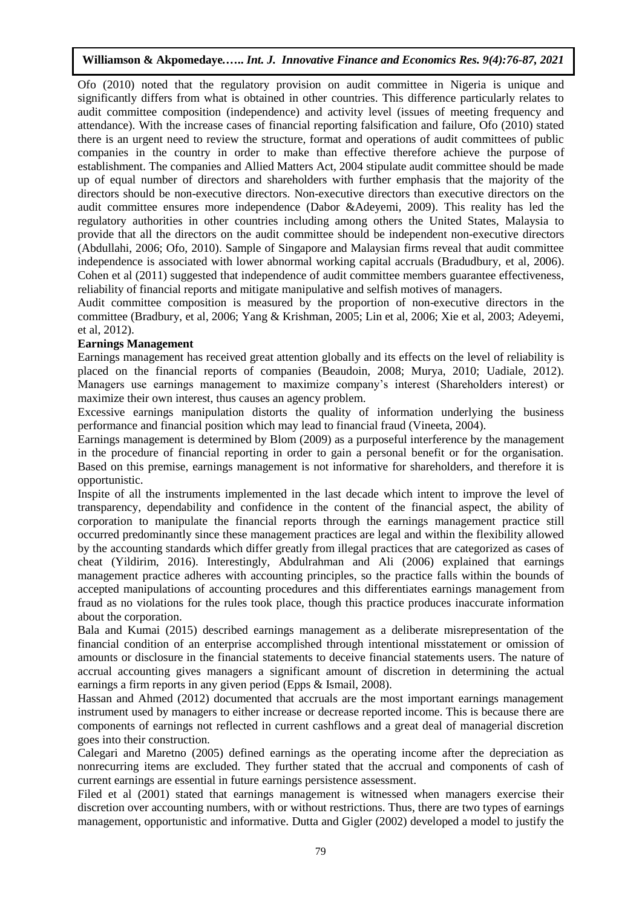Ofo (2010) noted that the regulatory provision on audit committee in Nigeria is unique and significantly differs from what is obtained in other countries. This difference particularly relates to audit committee composition (independence) and activity level (issues of meeting frequency and attendance). With the increase cases of financial reporting falsification and failure, Ofo (2010) stated there is an urgent need to review the structure, format and operations of audit committees of public companies in the country in order to make than effective therefore achieve the purpose of establishment. The companies and Allied Matters Act, 2004 stipulate audit committee should be made up of equal number of directors and shareholders with further emphasis that the majority of the directors should be non-executive directors. Non-executive directors than executive directors on the audit committee ensures more independence (Dabor &Adeyemi, 2009). This reality has led the regulatory authorities in other countries including among others the United States, Malaysia to provide that all the directors on the audit committee should be independent non-executive directors (Abdullahi, 2006; Ofo, 2010). Sample of Singapore and Malaysian firms reveal that audit committee independence is associated with lower abnormal working capital accruals (Bradudbury, et al, 2006). Cohen et al (2011) suggested that independence of audit committee members guarantee effectiveness, reliability of financial reports and mitigate manipulative and selfish motives of managers.

Audit committee composition is measured by the proportion of non-executive directors in the committee (Bradbury, et al, 2006; Yang & Krishman, 2005; Lin et al, 2006; Xie et al, 2003; Adeyemi, et al, 2012).

**Earnings Management**

Earnings management has received great attention globally and its effects on the level of reliability is placed on the financial reports of companies (Beaudoin, 2008; Murya, 2010; Uadiale, 2012). Managers use earnings management to maximize company's interest (Shareholders interest) or maximize their own interest, thus causes an agency problem.

Excessive earnings manipulation distorts the quality of information underlying the business performance and financial position which may lead to financial fraud (Vineeta, 2004).

Earnings management is determined by Blom (2009) as a purposeful interference by the management in the procedure of financial reporting in order to gain a personal benefit or for the organisation. Based on this premise, earnings management is not informative for shareholders, and therefore it is opportunistic.

Inspite of all the instruments implemented in the last decade which intent to improve the level of transparency, dependability and confidence in the content of the financial aspect, the ability of corporation to manipulate the financial reports through the earnings management practice still occurred predominantly since these management practices are legal and within the flexibility allowed by the accounting standards which differ greatly from illegal practices that are categorized as cases of cheat (Yildirim, 2016). Interestingly, Abdulrahman and Ali (2006) explained that earnings management practice adheres with accounting principles, so the practice falls within the bounds of accepted manipulations of accounting procedures and this differentiates earnings management from fraud as no violations for the rules took place, though this practice produces inaccurate information about the corporation.

Bala and Kumai (2015) described earnings management as a deliberate misrepresentation of the financial condition of an enterprise accomplished through intentional misstatement or omission of amounts or disclosure in the financial statements to deceive financial statements users. The nature of accrual accounting gives managers a significant amount of discretion in determining the actual earnings a firm reports in any given period (Epps & Ismail, 2008).

Hassan and Ahmed (2012) documented that accruals are the most important earnings management instrument used by managers to either increase or decrease reported income. This is because there are components of earnings not reflected in current cashflows and a great deal of managerial discretion goes into their construction.

Calegari and Maretno (2005) defined earnings as the operating income after the depreciation as nonrecurring items are excluded. They further stated that the accrual and components of cash of current earnings are essential in future earnings persistence assessment.

Filed et al (2001) stated that earnings management is witnessed when managers exercise their discretion over accounting numbers, with or without restrictions. Thus, there are two types of earnings management, opportunistic and informative. Dutta and Gigler (2002) developed a model to justify the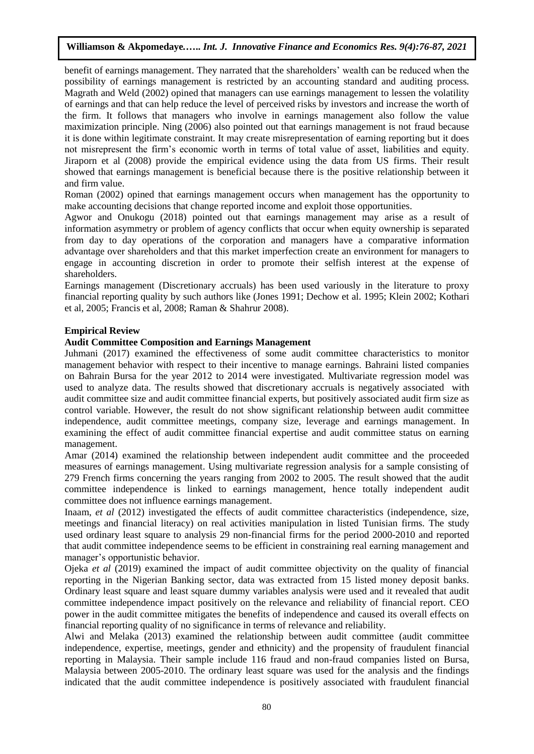benefit of earnings management. They narrated that the shareholders' wealth can be reduced when the possibility of earnings management is restricted by an accounting standard and auditing process. Magrath and Weld (2002) opined that managers can use earnings management to lessen the volatility of earnings and that can help reduce the level of perceived risks by investors and increase the worth of the firm. It follows that managers who involve in earnings management also follow the value maximization principle. Ning (2006) also pointed out that earnings management is not fraud because it is done within legitimate constraint. It may create misrepresentation of earning reporting but it does not misrepresent the firm's economic worth in terms of total value of asset, liabilities and equity. Jiraporn et al (2008) provide the empirical evidence using the data from US firms. Their result showed that earnings management is beneficial because there is the positive relationship between it and firm value.

Roman (2002) opined that earnings management occurs when management has the opportunity to make accounting decisions that change reported income and exploit those opportunities.

Agwor and Onukogu (2018) pointed out that earnings management may arise as a result of information asymmetry or problem of agency conflicts that occur when equity ownership is separated from day to day operations of the corporation and managers have a comparative information advantage over shareholders and that this market imperfection create an environment for managers to engage in accounting discretion in order to promote their selfish interest at the expense of shareholders.

Earnings management (Discretionary accruals) has been used variously in the literature to proxy financial reporting quality by such authors like (Jones 1991; Dechow et al. 1995; Klein 2002; Kothari et al, 2005; Francis et al, 2008; Raman & Shahrur 2008).

## Empirical Review

### Audit Committee Composition and Earnings Management

Juhmani (2017) examined the effectiveness of some audit committee characteristics to monitor management behavior with respect to their incentive to manage earnings. Bahraini listed companies on Bahrain Bursa for the year 2012 to 2014 were investigated. Multivariate regression model was used to analyze data. The results showed that discretionary accruals is negatively associated with audit committee size and audit committee financial experts, but positively associated audit firm size as control variable. However, the result do not show significant relationship between audit committee independence, audit committee meetings, company size, leverage and earnings management. In examining the effect of audit committee financial expertise and audit committee status on earning management.

Amar (2014) examined the relationship between independent audit committee and the proceeded measures of earnings management. Using multivariate regression analysis for a sample consisting of 279 French firms concerning the years ranging from 2002 to 2005. The result showed that the audit committee independence is linked to earnings management, hence totally independent audit committee does not influence earnings management.

Inaam, *et al* (2012) investigated the effects of audit committee characteristics (independence, size, meetings and financial literacy) on real activities manipulation in listed Tunisian firms. The study used ordinary least square to analysis 29 non-financial firms for the period 2000-2010 and reported that audit committee independence seems to be efficient in constraining real earning management and manager's opportunistic behavior.

Ojeka *et al* (2019) examined the impact of audit committee objectivity on the quality of financial reporting in the Nigerian Banking sector, data was extracted from 15 listed money deposit banks. Ordinary least square and least square dummy variables analysis were used and it revealed that audit committee independence impact positively on the relevance and reliability of financial report. CEO power in the audit committee mitigates the benefits of independence and caused its overall effects on financial reporting quality of no significance in terms of relevance and reliability.

Alwi and Melaka (2013) examined the relationship between audit committee (audit committee independence, expertise, meetings, gender and ethnicity) and the propensity of fraudulent financial reporting in Malaysia. Their sample include 116 fraud and non-fraud companies listed on Bursa, Malaysia between 2005-2010. The ordinary least square was used for the analysis and the findings indicated that the audit committee independence is positively associated with fraudulent financial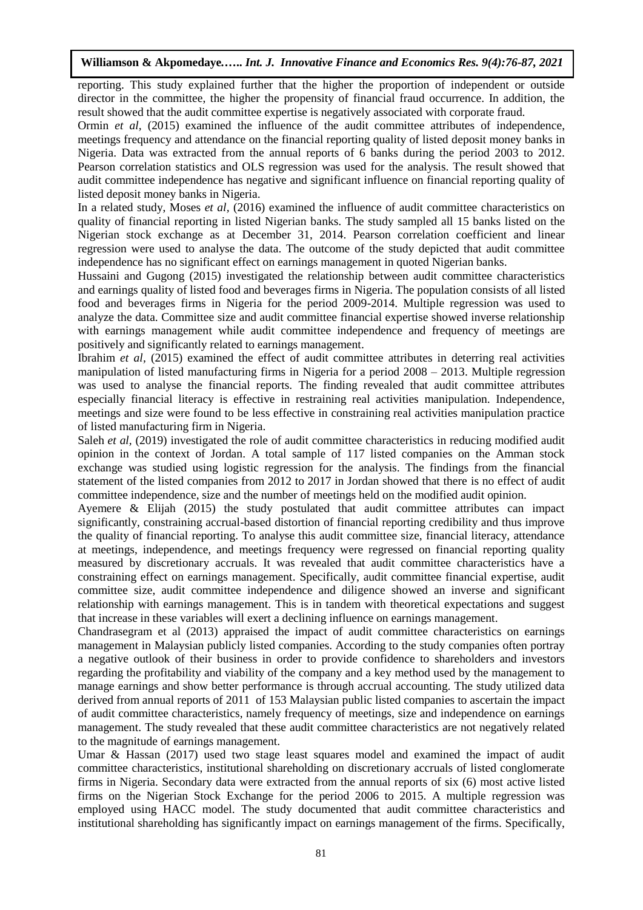reporting. This study explained further that the higher the proportion of independent or outside director in the committee, the higher the propensity of financial fraud occurrence. In addition, the result showed that the audit committee expertise is negatively associated with corporate fraud.

Ormin *et al*, (2015) examined the influence of the audit committee attributes of independence, meetings frequency and attendance on the financial reporting quality of listed deposit money banks in Nigeria. Data was extracted from the annual reports of 6 banks during the period 2003 to 2012. Pearson correlation statistics and OLS regression was used for the analysis. The result showed that audit committee independence has negative and significant influence on financial reporting quality of listed deposit money banks in Nigeria.

In a related study, Moses *et al*, (2016) examined the influence of audit committee characteristics on quality of financial reporting in listed Nigerian banks. The study sampled all 15 banks listed on the Nigerian stock exchange as at December 31, 2014. Pearson correlation coefficient and linear regression were used to analyse the data. The outcome of the study depicted that audit committee independence has no significant effect on earnings management in quoted Nigerian banks.

Hussaini and Gugong (2015) investigated the relationship between audit committee characteristics and earnings quality of listed food and beverages firms in Nigeria. The population consists of all listed food and beverages firms in Nigeria for the period 2009-2014. Multiple regression was used to analyze the data. Committee size and audit committee financial expertise showed inverse relationship with earnings management while audit committee independence and frequency of meetings are positively and significantly related to earnings management.

Ibrahim *et al*, (2015) examined the effect of audit committee attributes in deterring real activities manipulation of listed manufacturing firms in Nigeria for a period 2008 – 2013. Multiple regression was used to analyse the financial reports. The finding revealed that audit committee attributes especially financial literacy is effective in restraining real activities manipulation. Independence, meetings and size were found to be less effective in constraining real activities manipulation practice of listed manufacturing firm in Nigeria.

Saleh *et al*, (2019) investigated the role of audit committee characteristics in reducing modified audit opinion in the context of Jordan. A total sample of 117 listed companies on the Amman stock exchange was studied using logistic regression for the analysis. The findings from the financial statement of the listed companies from 2012 to 2017 in Jordan showed that there is no effect of audit committee independence, size and the number of meetings held on the modified audit opinion.

Ayemere & Elijah (2015) the study postulated that audit committee attributes can impact significantly, constraining accrual-based distortion of financial reporting credibility and thus improve the quality of financial reporting. To analyse this audit committee size, financial literacy, attendance at meetings, independence, and meetings frequency were regressed on financial reporting quality measured by discretionary accruals. It was revealed that audit committee characteristics have a constraining effect on earnings management. Specifically, audit committee financial expertise, audit committee size, audit committee independence and diligence showed an inverse and significant relationship with earnings management. This is in tandem with theoretical expectations and suggest that increase in these variables will exert a declining influence on earnings management.

Chandrasegram et al (2013) appraised the impact of audit committee characteristics on earnings management in Malaysian publicly listed companies. According to the study companies often portray a negative outlook of their business in order to provide confidence to shareholders and investors regarding the profitability and viability of the company and a key method used by the management to manage earnings and show better performance is through accrual accounting. The study utilized data derived from annual reports of 2011 of 153 Malaysian public listed companies to ascertain the impact of audit committee characteristics, namely frequency of meetings, size and independence on earnings management. The study revealed that these audit committee characteristics are not negatively related to the magnitude of earnings management.

Umar & Hassan (2017) used two stage least squares model and examined the impact of audit committee characteristics, institutional shareholding on discretionary accruals of listed conglomerate firms in Nigeria. Secondary data were extracted from the annual reports of six (6) most active listed firms on the Nigerian Stock Exchange for the period 2006 to 2015. A multiple regression was employed using HACC model. The study documented that audit committee characteristics and institutional shareholding has significantly impact on earnings management of the firms. Specifically,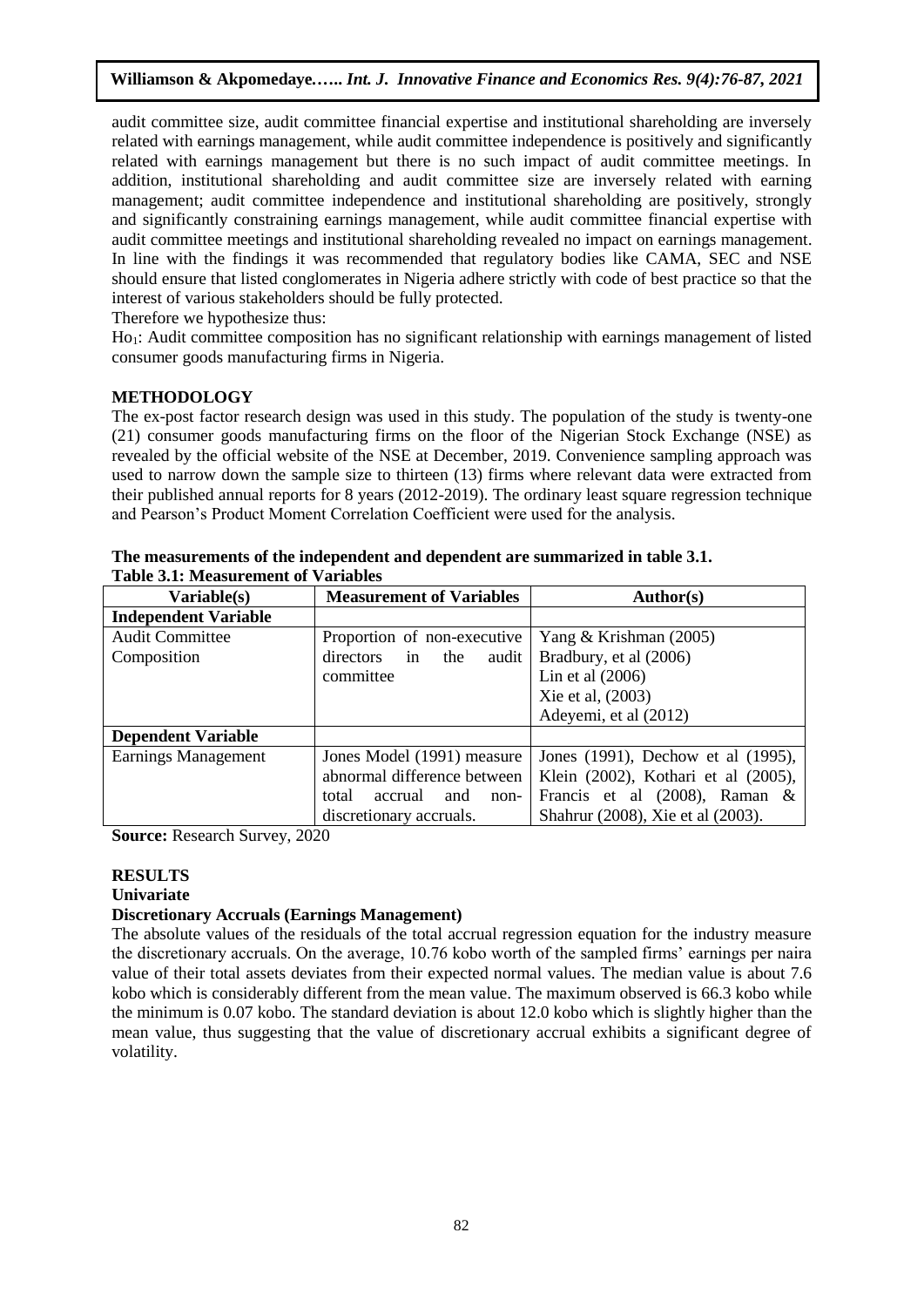audit committee size, audit committee financial expertise and institutional shareholding are inversely related with earnings management, while audit committee independence is positively and significantly related with earnings management but there is no such impact of audit committee meetings. In addition, institutional shareholding and audit committee size are inversely related with earning management; audit committee independence and institutional shareholding are positively, strongly and significantly constraining earnings management, while audit committee financial expertise with audit committee meetings and institutional shareholding revealed no impact on earnings management. In line with the findings it was recommended that regulatory bodies like CAMA, SEC and NSE should ensure that listed conglomerates in Nigeria adhere strictly with code of best practice so that the interest of various stakeholders should be fully protected.

Therefore we hypothesize thus:

$Ho_1$: Audit committee composition has no significant relationship with earnings management of listed consumer goods manufacturing firms in Nigeria.

## METHODOLOGY

The ex-post factor research design was used in this study. The population of the study is twenty-one (21) consumer goods manufacturing firms on the floor of the Nigerian Stock Exchange (NSE) as revealed by the official website of the NSE at December, 2019. Convenience sampling approach was used to narrow down the sample size to thirteen (13) firms where relevant data were extracted from their published annual reports for 8 years (2012-2019). The ordinary least square regression technique and Pearson's Product Moment Correlation Coefficient were used for the analysis.

**The measurements of the independent and dependent are summarized in table 3.1.**

**Table 3.1: Measurement of Variables**

| Variable(s) | Measurement of Variables | Author(s) |
|---|---|---|
| **Independent Variable** | | |
| Audit Committee Composition | Proportion of non-executive directors in the audit committee | Yang & Krishman (2005)<br>Bradbury, et al (2006)<br>Lin et al (2006)<br>Xie et al, (2003)<br>Adeyemi, et al (2012) |
| **Dependent Variable** | | |
| Earnings Management | Jones Model (1991) measure abnormal difference between total accrual and non-discretionary accruals. | Jones (1991), Dechow et al (1995), Klein (2002), Kothari et al (2005), Francis et al (2008), Raman & Shahrur (2008), Xie et al (2003). |

**Source:** Research Survey, 2020

## RESULTS

### Univariate

### Discretionary Accruals (Earnings Management)

The absolute values of the residuals of the total accrual regression equation for the industry measure the discretionary accruals. On the average, 10.76 kobo worth of the sampled firms' earnings per naira value of their total assets deviates from their expected normal values. The median value is about 7.6 kobo which is considerably different from the mean value. The maximum observed is 66.3 kobo while the minimum is 0.07 kobo. The standard deviation is about 12.0 kobo which is slightly higher than the mean value, thus suggesting that the value of discretionary accrual exhibits a significant degree of volatility.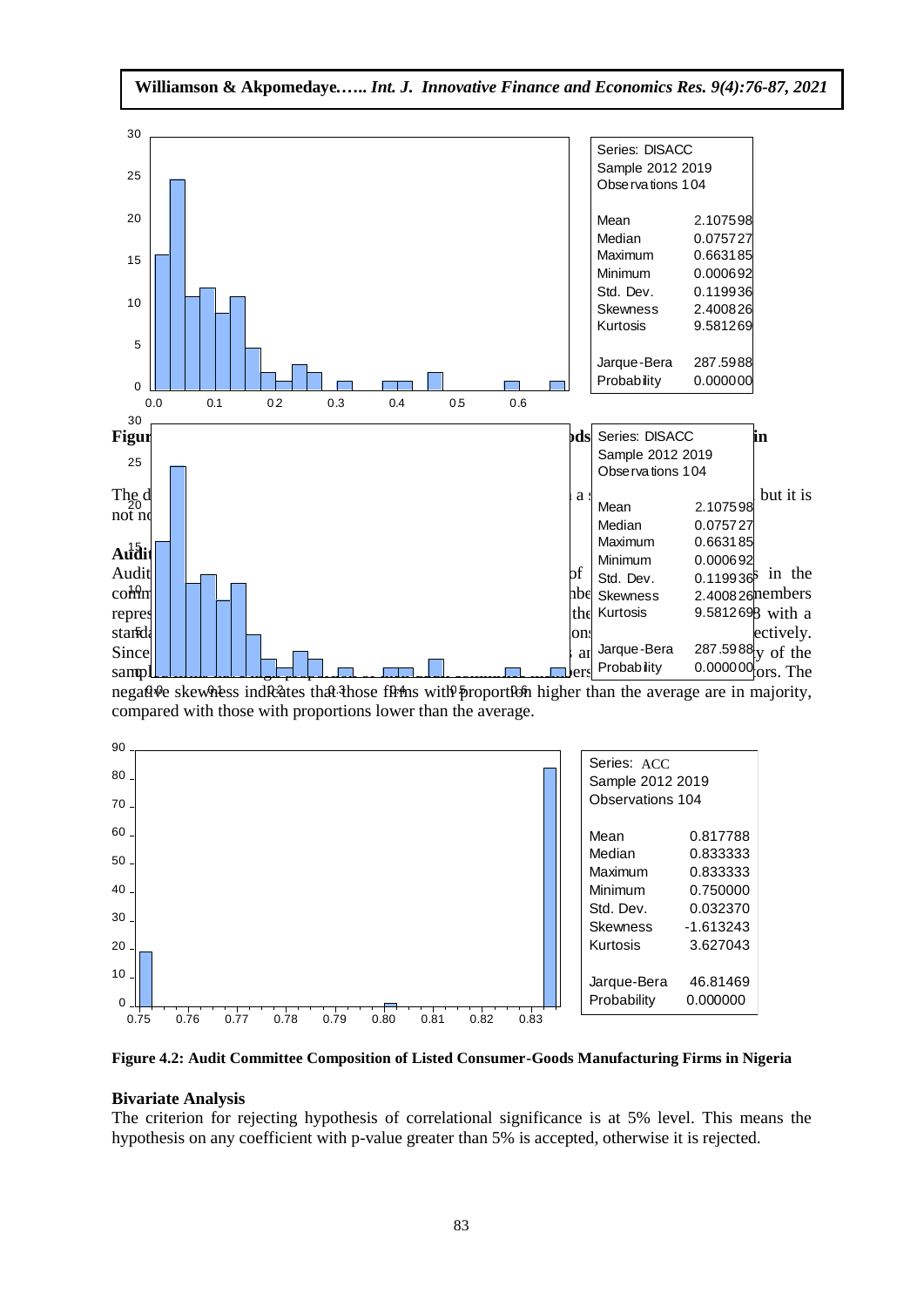| Series: DISACC | |
|---|---|
| Sample 2012 2019 | |
| Observations 104 | |
| Mean | 2.107598 |
| Median | 0.075727 |
| Maximum | 0.663185 |
| Minimum | 0.000692 |
| Std. Dev. | 0.119936 |
| Skewness | 2.400826 |
| Kurtosis | 9.581269 |
| Jarque-Bera | 287.5988 |
| Probability | 0.000000 |

**Figur** ... **ods** ... **in**

The d ... a s ... but it is not n...

**Audit**

Audit ... of ... in the comm... mbe... members repres... the ... with a stand... ons... ectively. Since ... ar... y of the sampl... ers... ors. The negative skewness indicates that those firms with proportion higher than the average are in majority, compared with those with proportions lower than the average.

| Series: ACC | |
|---|---|
| Sample 2012 2019 | |
| Observations 104 | |
| Mean | 0.817788 |
| Median | 0.833333 |
| Maximum | 0.833333 |
| Minimum | 0.750000 |
| Std. Dev. | 0.032370 |
| Skewness | -1.613243 |
| Kurtosis | 3.627043 |
| Jarque-Bera | 46.81469 |
| Probability | 0.000000 |

**Figure 4.2: Audit Committee Composition of Listed Consumer-Goods Manufacturing Firms in Nigeria**

**Bivariate Analysis**

The criterion for rejecting hypothesis of correlational significance is at 5% level. This means the hypothesis on any coefficient with p-value greater than 5% is accepted, otherwise it is rejected.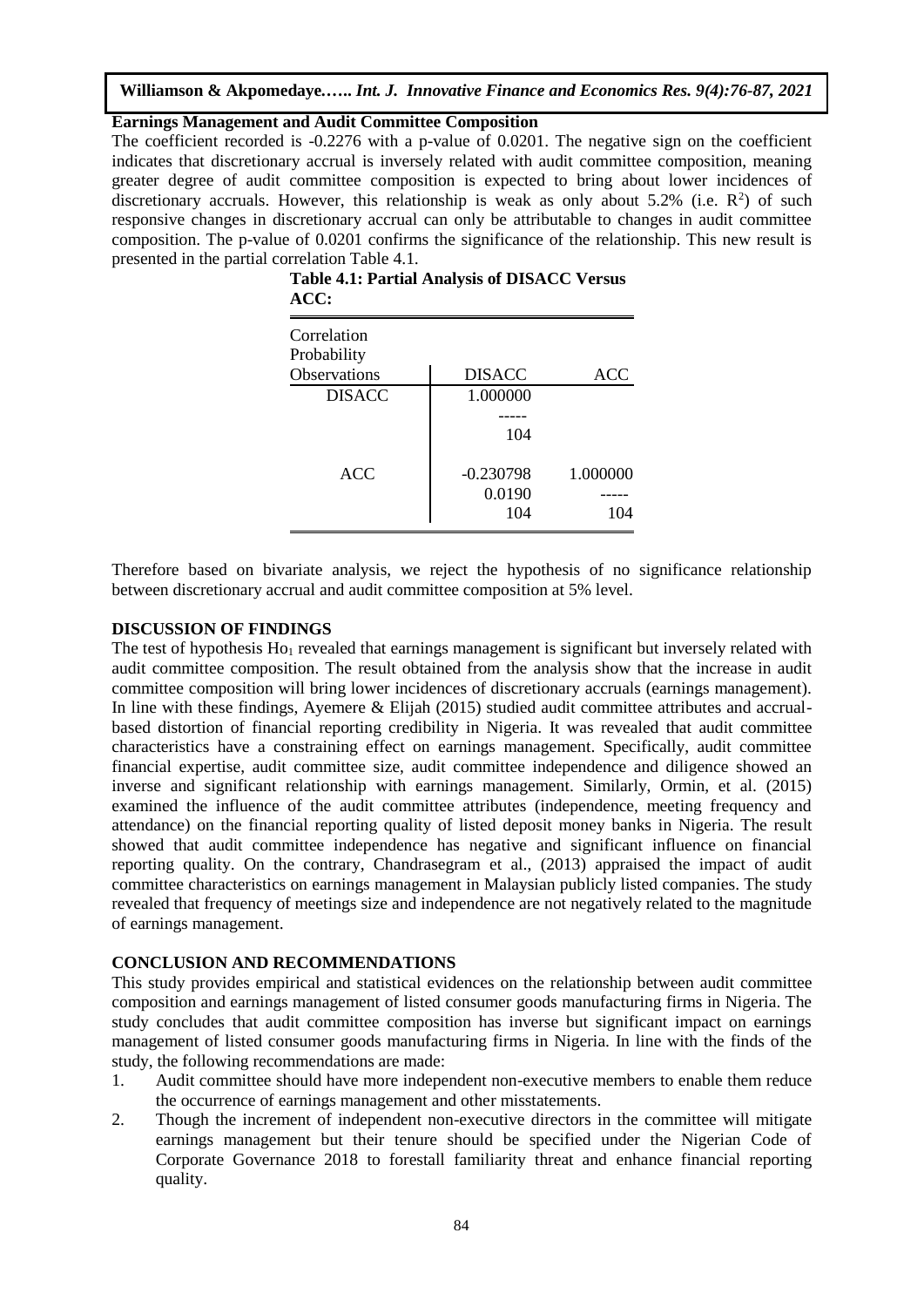**Earnings Management and Audit Committee Composition**

The coefficient recorded is -0.2276 with a p-value of 0.0201. The negative sign on the coefficient indicates that discretionary accrual is inversely related with audit committee composition, meaning greater degree of audit committee composition is expected to bring about lower incidences of discretionary accruals. However, this relationship is weak as only about 5.2% (i.e. $R^2$) of such responsive changes in discretionary accrual can only be attributable to changes in audit committee composition. The p-value of 0.0201 confirms the significance of the relationship. This new result is presented in the partial correlation Table 4.1.

**Table 4.1: Partial Analysis of DISACC Versus ACC:**

| Correlation<br>Probability<br>Observations | DISACC | ACC |
|---|---|---|
| DISACC | 1.000000<br>-----<br>104 | |
| ACC | -0.230798<br>0.0190<br>104 | 1.000000<br>-----<br>104 |

Therefore based on bivariate analysis, we reject the hypothesis of no significance relationship between discretionary accrual and audit committee composition at 5% level.

## DISCUSSION OF FINDINGS

The test of hypothesis $Ho_1$ revealed that earnings management is significant but inversely related with audit committee composition. The result obtained from the analysis show that the increase in audit committee composition will bring lower incidences of discretionary accruals (earnings management). In line with these findings, Ayemere & Elijah (2015) studied audit committee attributes and accrual-based distortion of financial reporting credibility in Nigeria. It was revealed that audit committee characteristics have a constraining effect on earnings management. Specifically, audit committee financial expertise, audit committee size, audit committee independence and diligence showed an inverse and significant relationship with earnings management. Similarly, Ormin, et al. (2015) examined the influence of the audit committee attributes (independence, meeting frequency and attendance) on the financial reporting quality of listed deposit money banks in Nigeria. The result showed that audit committee independence has negative and significant influence on financial reporting quality. On the contrary, Chandrasegram et al., (2013) appraised the impact of audit committee characteristics on earnings management in Malaysian publicly listed companies. The study revealed that frequency of meetings size and independence are not negatively related to the magnitude of earnings management.

## CONCLUSION AND RECOMMENDATIONS

This study provides empirical and statistical evidences on the relationship between audit committee composition and earnings management of listed consumer goods manufacturing firms in Nigeria. The study concludes that audit committee composition has inverse but significant impact on earnings management of listed consumer goods manufacturing firms in Nigeria. In line with the finds of the study, the following recommendations are made:

1. Audit committee should have more independent non-executive members to enable them reduce the occurrence of earnings management and other misstatements.
2. Though the increment of independent non-executive directors in the committee will mitigate earnings management but their tenure should be specified under the Nigerian Code of Corporate Governance 2018 to forestall familiarity threat and enhance financial reporting quality.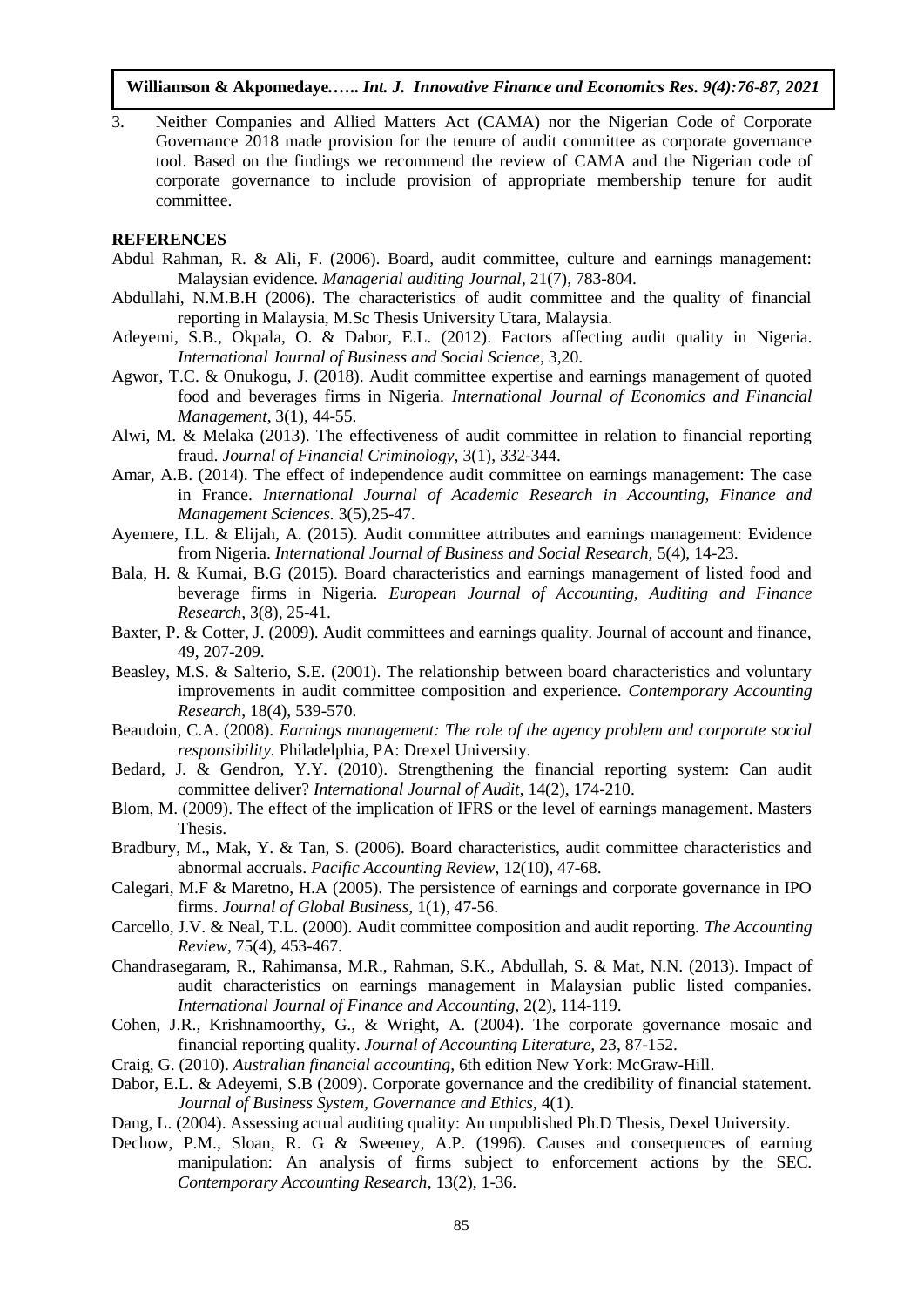3. Neither Companies and Allied Matters Act (CAMA) nor the Nigerian Code of Corporate Governance 2018 made provision for the tenure of audit committee as corporate governance tool. Based on the findings we recommend the review of CAMA and the Nigerian code of corporate governance to include provision of appropriate membership tenure for audit committee.

## REFERENCES

Abdul Rahman, R. & Ali, F. (2006). Board, audit committee, culture and earnings management: Malaysian evidence. *Managerial auditing Journal*, 21(7), 783-804.

Abdullahi, N.M.B.H (2006). The characteristics of audit committee and the quality of financial reporting in Malaysia, M.Sc Thesis University Utara, Malaysia.

Adeyemi, S.B., Okpala, O. & Dabor, E.L. (2012). Factors affecting audit quality in Nigeria. *International Journal of Business and Social Science*, 3,20.

Agwor, T.C. & Onukogu, J. (2018). Audit committee expertise and earnings management of quoted food and beverages firms in Nigeria. *International Journal of Economics and Financial Management*, 3(1), 44-55.

Alwi, M. & Melaka (2013). The effectiveness of audit committee in relation to financial reporting fraud. *Journal of Financial Criminology,* 3(1), 332-344.

Amar, A.B. (2014). The effect of independence audit committee on earnings management: The case in France. *International Journal of Academic Research in Accounting, Finance and Management Sciences.* 3(5),25-47.

Ayemere, I.L. & Elijah, A. (2015). Audit committee attributes and earnings management: Evidence from Nigeria. *International Journal of Business and Social Research,* 5(4), 14-23.

Bala, H. & Kumai, B.G (2015). Board characteristics and earnings management of listed food and beverage firms in Nigeria. *European Journal of Accounting, Auditing and Finance Research*, 3(8), 25-41.

Baxter, P. & Cotter, J. (2009). Audit committees and earnings quality. Journal of account and finance, 49, 207-209.

Beasley, M.S. & Salterio, S.E. (2001). The relationship between board characteristics and voluntary improvements in audit committee composition and experience. *Contemporary Accounting Research*, 18(4), 539-570.

Beaudoin, C.A. (2008). *Earnings management: The role of the agency problem and corporate social responsibility.* Philadelphia, PA: Drexel University.

Bedard, J. & Gendron, Y.Y. (2010). Strengthening the financial reporting system: Can audit committee deliver? *International Journal of Audit*, 14(2), 174-210.

Blom, M. (2009). The effect of the implication of IFRS or the level of earnings management. Masters Thesis.

Bradbury, M., Mak, Y. & Tan, S. (2006). Board characteristics, audit committee characteristics and abnormal accruals. *Pacific Accounting Review*, 12(10), 47-68.

Calegari, M.F & Maretno, H.A (2005). The persistence of earnings and corporate governance in IPO firms. *Journal of Global Business,* 1(1), 47-56.

Carcello, J.V. & Neal, T.L. (2000). Audit committee composition and audit reporting. *The Accounting Review*, 75(4), 453-467.

Chandrasegaram, R., Rahimansa, M.R., Rahman, S.K., Abdullah, S. & Mat, N.N. (2013). Impact of audit characteristics on earnings management in Malaysian public listed companies. *International Journal of Finance and Accounting,* 2(2), 114-119.

Cohen, J.R., Krishnamoorthy, G., & Wright, A. (2004). The corporate governance mosaic and financial reporting quality. *Journal of Accounting Literature,* 23, 87-152.

Craig, G. (2010). *Australian financial accounting,* 6th edition New York: McGraw-Hill.

Dabor, E.L. & Adeyemi, S.B (2009). Corporate governance and the credibility of financial statement. *Journal of Business System, Governance and Ethics*, 4(1).

Dang, L. (2004). Assessing actual auditing quality: An unpublished Ph.D Thesis, Dexel University.

Dechow, P.M., Sloan, R. G & Sweeney, A.P. (1996). Causes and consequences of earning manipulation: An analysis of firms subject to enforcement actions by the SEC. *Contemporary Accounting Research*, 13(2), 1-36.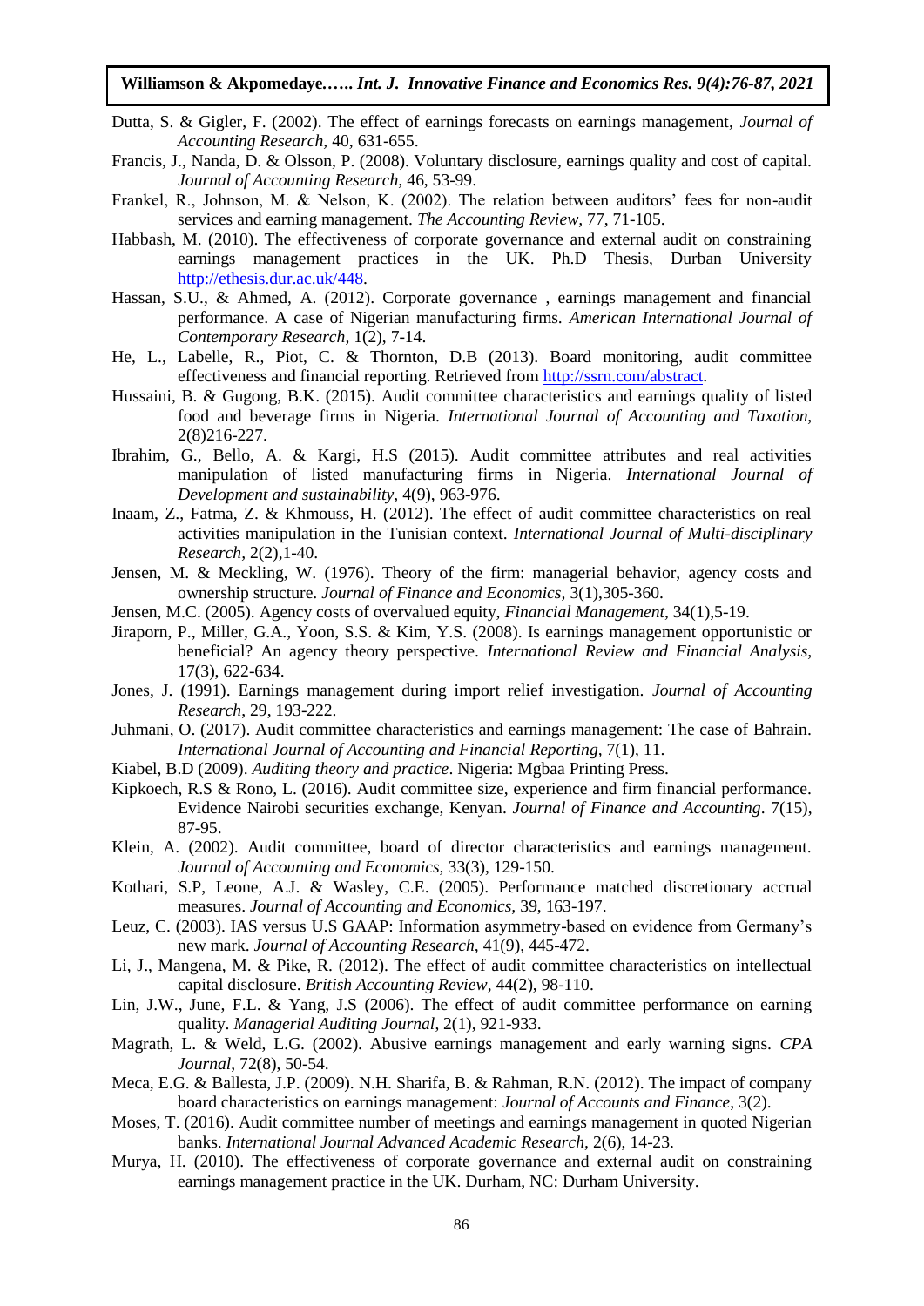Dutta, S. & Gigler, F. (2002). The effect of earnings forecasts on earnings management, *Journal of Accounting Research,* 40, 631-655.

Francis, J., Nanda, D. & Olsson, P. (2008). Voluntary disclosure, earnings quality and cost of capital. *Journal of Accounting Research,* 46, 53-99.

Frankel, R., Johnson, M. & Nelson, K. (2002). The relation between auditors' fees for non-audit services and earning management. *The Accounting Review,* 77, 71-105.

Habbash, M. (2010). The effectiveness of corporate governance and external audit on constraining earnings management practices in the UK. Ph.D Thesis, Durban University http://ethesis.dur.ac.uk/448.

Hassan, S.U., & Ahmed, A. (2012). Corporate governance , earnings management and financial performance. A case of Nigerian manufacturing firms. *American International Journal of Contemporary Research,* 1(2), 7-14.

He, L., Labelle, R., Piot, C. & Thornton, D.B (2013). Board monitoring, audit committee effectiveness and financial reporting. Retrieved from http://ssrn.com/abstract.

Hussaini, B. & Gugong, B.K. (2015). Audit committee characteristics and earnings quality of listed food and beverage firms in Nigeria. *International Journal of Accounting and Taxation,* 2(8)216-227.

Ibrahim, G., Bello, A. & Kargi, H.S (2015). Audit committee attributes and real activities manipulation of listed manufacturing firms in Nigeria. *International Journal of Development and sustainability,* 4(9), 963-976.

Inaam, Z., Fatma, Z. & Khmouss, H. (2012). The effect of audit committee characteristics on real activities manipulation in the Tunisian context. *International Journal of Multi-disciplinary Research,* 2(2),1-40.

Jensen, M. & Meckling, W. (1976). Theory of the firm: managerial behavior, agency costs and ownership structure. *Journal of Finance and Economics,* 3(1),305-360.

Jensen, M.C. (2005). Agency costs of overvalued equity, *Financial Management*, 34(1),5-19.

Jiraporn, P., Miller, G.A., Yoon, S.S. & Kim, Y.S. (2008). Is earnings management opportunistic or beneficial? An agency theory perspective. *International Review and Financial Analysis,* 17(3), 622-634.

Jones, J. (1991). Earnings management during import relief investigation. *Journal of Accounting Research*, 29, 193-222.

Juhmani, O. (2017). Audit committee characteristics and earnings management: The case of Bahrain. *International Journal of Accounting and Financial Reporting,* 7(1), 11.

Kiabel, B.D (2009). *Auditing theory and practice*. Nigeria: Mgbaa Printing Press.

Kipkoech, R.S & Rono, L. (2016). Audit committee size, experience and firm financial performance. Evidence Nairobi securities exchange, Kenyan. *Journal of Finance and Accounting*. 7(15), 87-95.

Klein, A. (2002). Audit committee, board of director characteristics and earnings management. *Journal of Accounting and Economics,* 33(3), 129-150.

Kothari, S.P, Leone, A.J. & Wasley, C.E. (2005). Performance matched discretionary accrual measures. *Journal of Accounting and Economics,* 39, 163-197.

Leuz, C. (2003). IAS versus U.S GAAP: Information asymmetry-based on evidence from Germany's new mark. *Journal of Accounting Research,* 41(9), 445-472.

Li, J., Mangena, M. & Pike, R. (2012). The effect of audit committee characteristics on intellectual capital disclosure. *British Accounting Review*, 44(2), 98-110.

Lin, J.W., June, F.L. & Yang, J.S (2006). The effect of audit committee performance on earning quality. *Managerial Auditing Journal*, 2(1), 921-933.

Magrath, L. & Weld, L.G. (2002). Abusive earnings management and early warning signs. *CPA Journal,* 72(8), 50-54.

Meca, E.G. & Ballesta, J.P. (2009). N.H. Sharifa, B. & Rahman, R.N. (2012). The impact of company board characteristics on earnings management: *Journal of Accounts and Finance,* 3(2).

Moses, T. (2016). Audit committee number of meetings and earnings management in quoted Nigerian banks. *International Journal Advanced Academic Research,* 2(6), 14-23.

Murya, H. (2010). The effectiveness of corporate governance and external audit on constraining earnings management practice in the UK. Durham, NC: Durham University.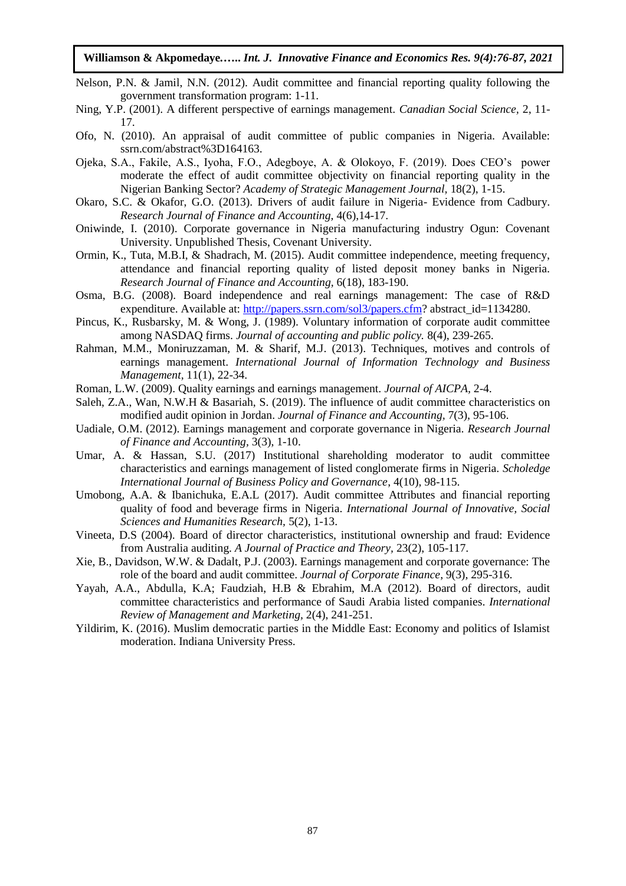Nelson, P.N. & Jamil, N.N. (2012). Audit committee and financial reporting quality following the government transformation program: 1-11.

Ning, Y.P. (2001). A different perspective of earnings management. *Canadian Social Science*, 2, 11-17.

Ofo, N. (2010). An appraisal of audit committee of public companies in Nigeria. Available: ssrn.com/abstract%3D164163.

Ojeka, S.A., Fakile, A.S., Iyoha, F.O., Adegboye, A. & Olokoyo, F. (2019). Does CEO's power moderate the effect of audit committee objectivity on financial reporting quality in the Nigerian Banking Sector? *Academy of Strategic Management Journal*, 18(2), 1-15.

Okaro, S.C. & Okafor, G.O. (2013). Drivers of audit failure in Nigeria- Evidence from Cadbury. *Research Journal of Finance and Accounting*, 4(6),14-17.

Oniwinde, I. (2010). Corporate governance in Nigeria manufacturing industry Ogun: Covenant University. Unpublished Thesis, Covenant University.

Ormin, K., Tuta, M.B.I, & Shadrach, M. (2015). Audit committee independence, meeting frequency, attendance and financial reporting quality of listed deposit money banks in Nigeria. *Research Journal of Finance and Accounting*, 6(18), 183-190.

Osma, B.G. (2008). Board independence and real earnings management: The case of R&D expenditure. Available at: http://papers.ssrn.com/sol3/papers.cfm? abstract_id=1134280.

Pincus, K., Rusbarsky, M. & Wong, J. (1989). Voluntary information of corporate audit committee among NASDAQ firms. *Journal of accounting and public policy.* 8(4), 239-265.

Rahman, M.M., Moniruzzaman, M. & Sharif, M.J. (2013). Techniques, motives and controls of earnings management. *International Journal of Information Technology and Business Management*, 11(1), 22-34.

Roman, L.W. (2009). Quality earnings and earnings management. *Journal of AICPA*, 2-4.

Saleh, Z.A., Wan, N.W.H & Basariah, S. (2019). The influence of audit committee characteristics on modified audit opinion in Jordan. *Journal of Finance and Accounting*, 7(3), 95-106.

Uadiale, O.M. (2012). Earnings management and corporate governance in Nigeria. *Research Journal of Finance and Accounting*, 3(3), 1-10.

Umar, A. & Hassan, S.U. (2017) Institutional shareholding moderator to audit committee characteristics and earnings management of listed conglomerate firms in Nigeria. *Scholedge International Journal of Business Policy and Governance*, 4(10), 98-115.

Umobong, A.A. & Ibanichuka, E.A.L (2017). Audit committee Attributes and financial reporting quality of food and beverage firms in Nigeria. *International Journal of Innovative, Social Sciences and Humanities Research*, 5(2), 1-13.

Vineeta, D.S (2004). Board of director characteristics, institutional ownership and fraud: Evidence from Australia auditing. *A Journal of Practice and Theory*, 23(2), 105-117.

Xie, B., Davidson, W.W. & Dadalt, P.J. (2003). Earnings management and corporate governance: The role of the board and audit committee. *Journal of Corporate Finance*, 9(3), 295-316.

Yayah, A.A., Abdulla, K.A; Faudziah, H.B & Ebrahim, M.A (2012). Board of directors, audit committee characteristics and performance of Saudi Arabia listed companies. *International Review of Management and Marketing*, 2(4), 241-251.

Yildirim, K. (2016). Muslim democratic parties in the Middle East: Economy and politics of Islamist moderation. Indiana University Press.